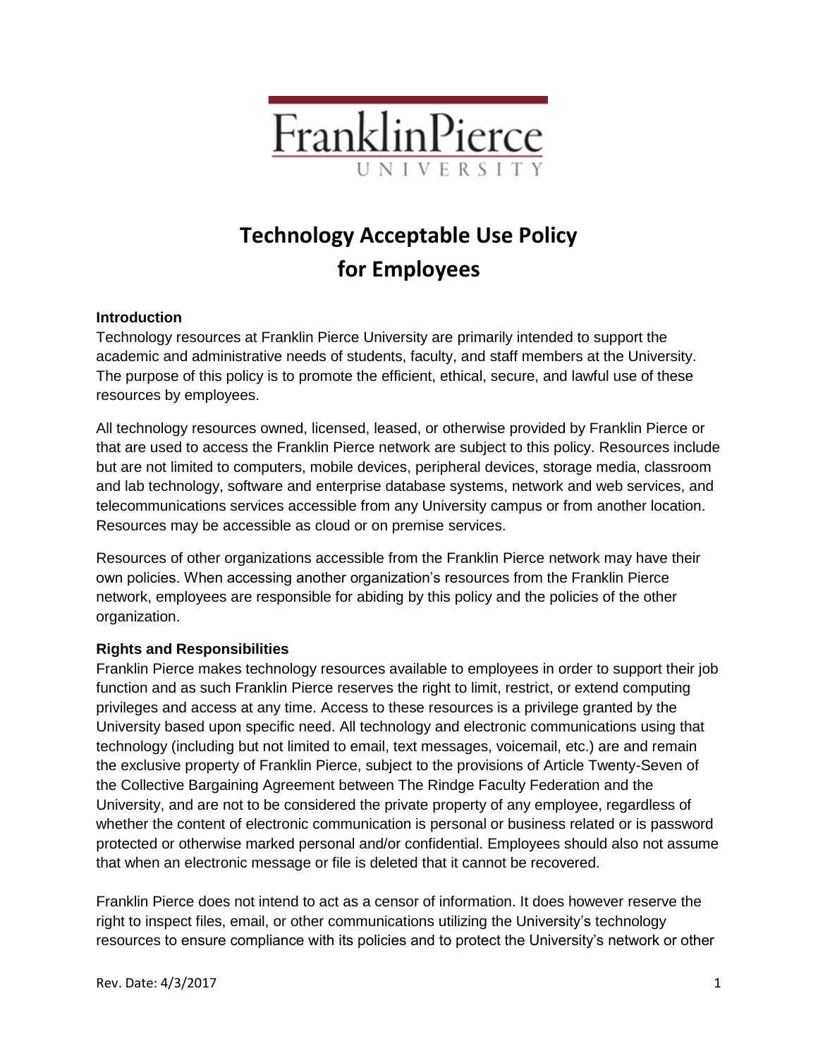FranklinPierce
UNIVERSITY

# Technology Acceptable Use Policy for Employees

### Introduction

Technology resources at Franklin Pierce University are primarily intended to support the academic and administrative needs of students, faculty, and staff members at the University. The purpose of this policy is to promote the efficient, ethical, secure, and lawful use of these resources by employees.

All technology resources owned, licensed, leased, or otherwise provided by Franklin Pierce or that are used to access the Franklin Pierce network are subject to this policy. Resources include but are not limited to computers, mobile devices, peripheral devices, storage media, classroom and lab technology, software and enterprise database systems, network and web services, and telecommunications services accessible from any University campus or from another location. Resources may be accessible as cloud or on premise services.

Resources of other organizations accessible from the Franklin Pierce network may have their own policies. When accessing another organization's resources from the Franklin Pierce network, employees are responsible for abiding by this policy and the policies of the other organization.

### Rights and Responsibilities

Franklin Pierce makes technology resources available to employees in order to support their job function and as such Franklin Pierce reserves the right to limit, restrict, or extend computing privileges and access at any time. Access to these resources is a privilege granted by the University based upon specific need. All technology and electronic communications using that technology (including but not limited to email, text messages, voicemail, etc.) are and remain the exclusive property of Franklin Pierce, subject to the provisions of Article Twenty-Seven of the Collective Bargaining Agreement between The Rindge Faculty Federation and the University, and are not to be considered the private property of any employee, regardless of whether the content of electronic communication is personal or business related or is password protected or otherwise marked personal and/or confidential. Employees should also not assume that when an electronic message or file is deleted that it cannot be recovered.

Franklin Pierce does not intend to act as a censor of information. It does however reserve the right to inspect files, email, or other communications utilizing the University's technology resources to ensure compliance with its policies and to protect the University's network or other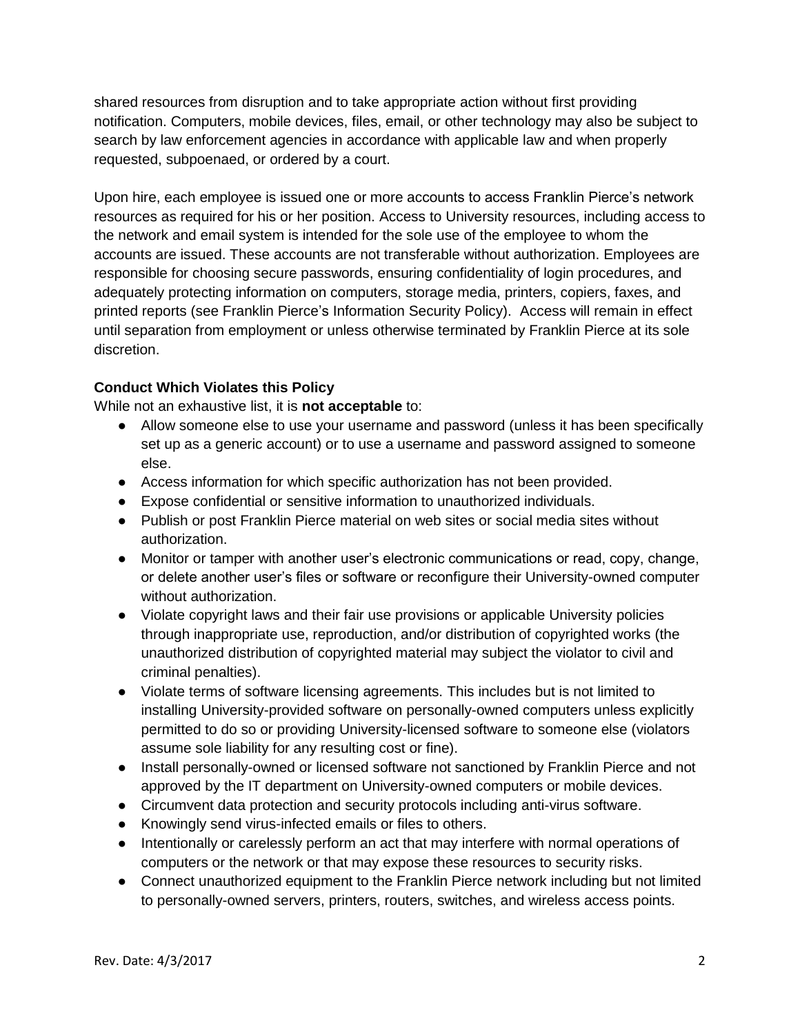shared resources from disruption and to take appropriate action without first providing notification. Computers, mobile devices, files, email, or other technology may also be subject to search by law enforcement agencies in accordance with applicable law and when properly requested, subpoenaed, or ordered by a court.

Upon hire, each employee is issued one or more accounts to access Franklin Pierce's network resources as required for his or her position. Access to University resources, including access to the network and email system is intended for the sole use of the employee to whom the accounts are issued. These accounts are not transferable without authorization. Employees are responsible for choosing secure passwords, ensuring confidentiality of login procedures, and adequately protecting information on computers, storage media, printers, copiers, faxes, and printed reports (see Franklin Pierce's Information Security Policy). Access will remain in effect until separation from employment or unless otherwise terminated by Franklin Pierce at its sole discretion.

**Conduct Which Violates this Policy**

While not an exhaustive list, it is **not acceptable** to:

- Allow someone else to use your username and password (unless it has been specifically set up as a generic account) or to use a username and password assigned to someone else.
- Access information for which specific authorization has not been provided.
- Expose confidential or sensitive information to unauthorized individuals.
- Publish or post Franklin Pierce material on web sites or social media sites without authorization.
- Monitor or tamper with another user's electronic communications or read, copy, change, or delete another user's files or software or reconfigure their University-owned computer without authorization.
- Violate copyright laws and their fair use provisions or applicable University policies through inappropriate use, reproduction, and/or distribution of copyrighted works (the unauthorized distribution of copyrighted material may subject the violator to civil and criminal penalties).
- Violate terms of software licensing agreements. This includes but is not limited to installing University-provided software on personally-owned computers unless explicitly permitted to do so or providing University-licensed software to someone else (violators assume sole liability for any resulting cost or fine).
- Install personally-owned or licensed software not sanctioned by Franklin Pierce and not approved by the IT department on University-owned computers or mobile devices.
- Circumvent data protection and security protocols including anti-virus software.
- Knowingly send virus-infected emails or files to others.
- Intentionally or carelessly perform an act that may interfere with normal operations of computers or the network or that may expose these resources to security risks.
- Connect unauthorized equipment to the Franklin Pierce network including but not limited to personally-owned servers, printers, routers, switches, and wireless access points.

Rev. Date: 4/3/2017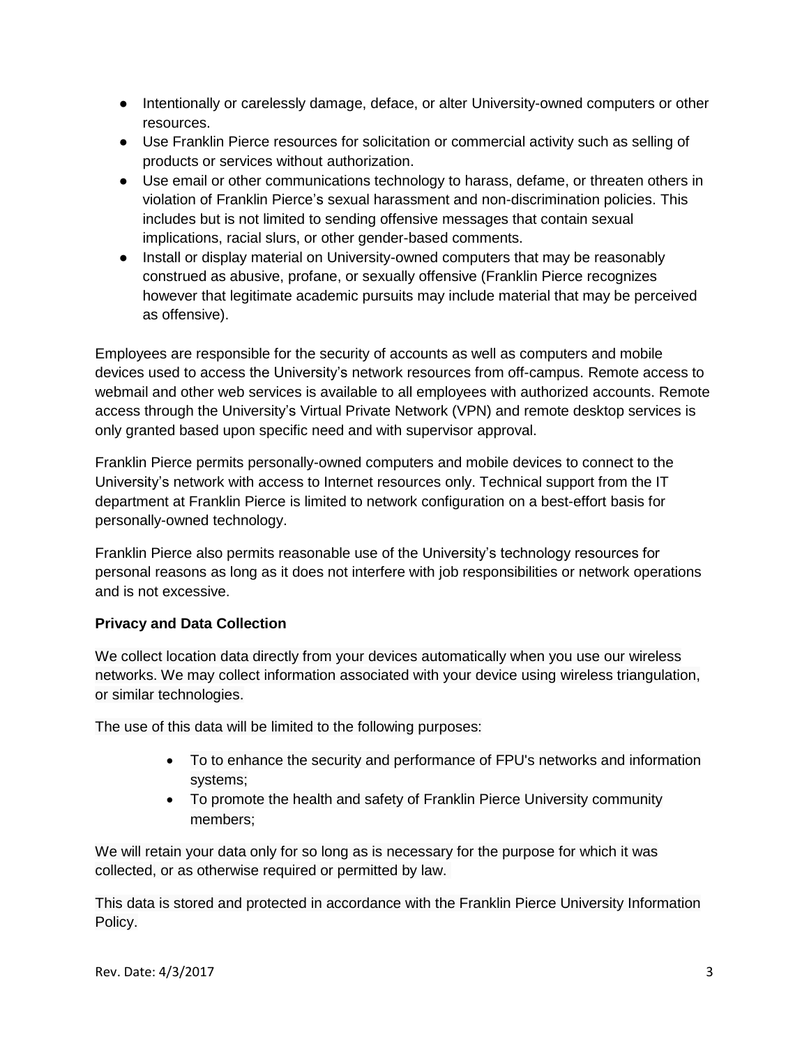- Intentionally or carelessly damage, deface, or alter University-owned computers or other resources.
- Use Franklin Pierce resources for solicitation or commercial activity such as selling of products or services without authorization.
- Use email or other communications technology to harass, defame, or threaten others in violation of Franklin Pierce's sexual harassment and non-discrimination policies. This includes but is not limited to sending offensive messages that contain sexual implications, racial slurs, or other gender-based comments.
- Install or display material on University-owned computers that may be reasonably construed as abusive, profane, or sexually offensive (Franklin Pierce recognizes however that legitimate academic pursuits may include material that may be perceived as offensive).

Employees are responsible for the security of accounts as well as computers and mobile devices used to access the University's network resources from off-campus. Remote access to webmail and other web services is available to all employees with authorized accounts. Remote access through the University's Virtual Private Network (VPN) and remote desktop services is only granted based upon specific need and with supervisor approval.

Franklin Pierce permits personally-owned computers and mobile devices to connect to the University's network with access to Internet resources only. Technical support from the IT department at Franklin Pierce is limited to network configuration on a best-effort basis for personally-owned technology.

Franklin Pierce also permits reasonable use of the University's technology resources for personal reasons as long as it does not interfere with job responsibilities or network operations and is not excessive.

**Privacy and Data Collection**

We collect location data directly from your devices automatically when you use our wireless networks. We may collect information associated with your device using wireless triangulation, or similar technologies.

The use of this data will be limited to the following purposes:

- To to enhance the security and performance of FPU's networks and information systems;
- To promote the health and safety of Franklin Pierce University community members;

We will retain your data only for so long as is necessary for the purpose for which it was collected, or as otherwise required or permitted by law.

This data is stored and protected in accordance with the Franklin Pierce University Information Policy.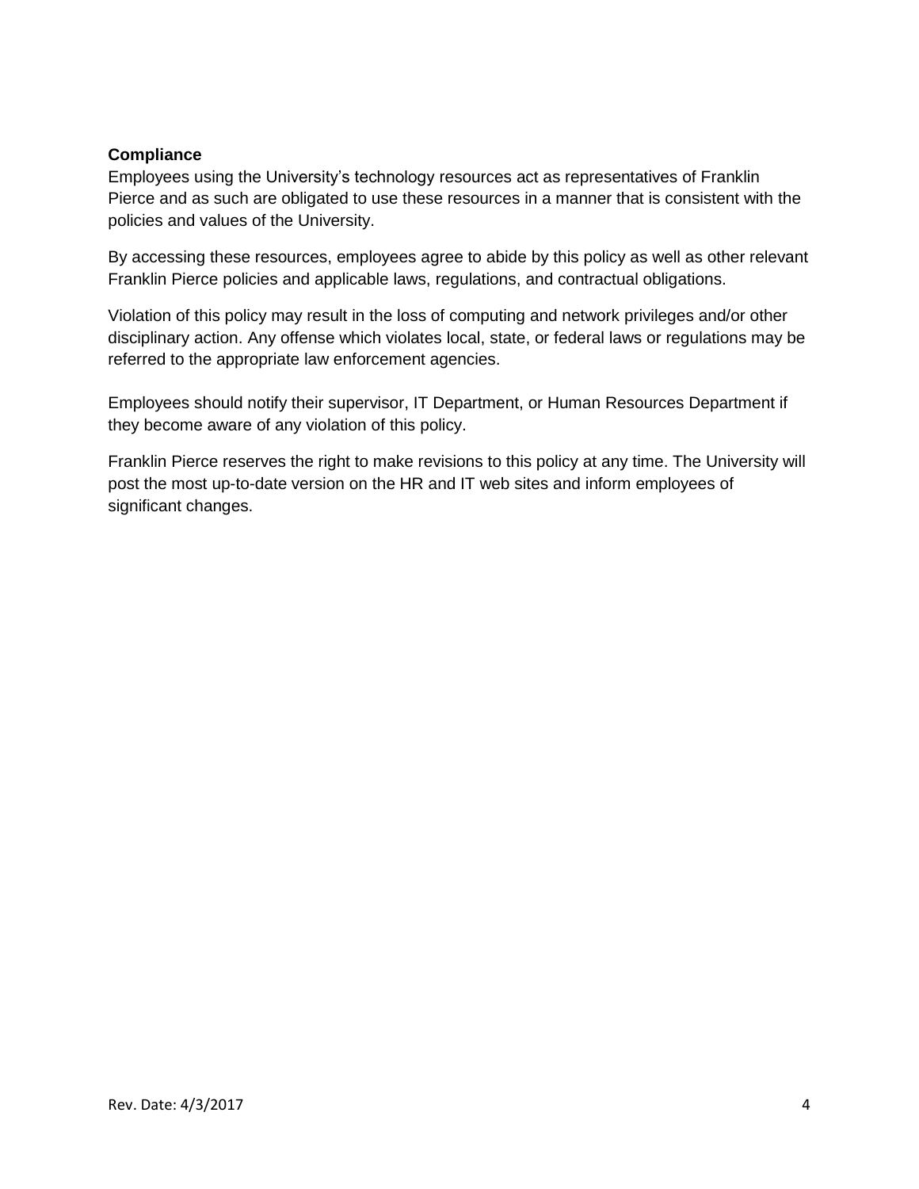**Compliance**

Employees using the University's technology resources act as representatives of Franklin Pierce and as such are obligated to use these resources in a manner that is consistent with the policies and values of the University.

By accessing these resources, employees agree to abide by this policy as well as other relevant Franklin Pierce policies and applicable laws, regulations, and contractual obligations.

Violation of this policy may result in the loss of computing and network privileges and/or other disciplinary action. Any offense which violates local, state, or federal laws or regulations may be referred to the appropriate law enforcement agencies.

Employees should notify their supervisor, IT Department, or Human Resources Department if they become aware of any violation of this policy.

Franklin Pierce reserves the right to make revisions to this policy at any time. The University will post the most up-to-date version on the HR and IT web sites and inform employees of significant changes.